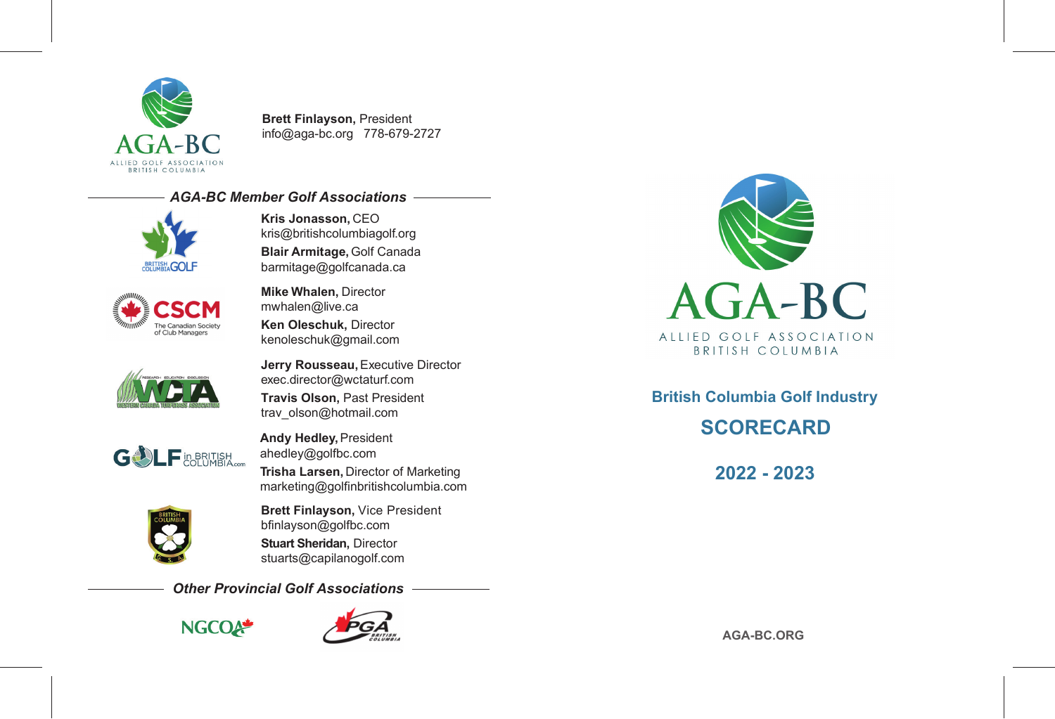AGA-BC

ALLIED GOLF ASSOCIATION
BRITISH COLUMBIA

**Brett Finlayson,** President
info@aga-bc.org   778-679-2727

## *AGA-BC Member Golf Associations*

BRITISH COLUMBIA GOLF

**Kris Jonasson,** CEO
kris@britishcolumbiagolf.org

**Blair Armitage,** Golf Canada
barmitage@golfcanada.ca

CSCM The Canadian Society of Club Managers

**Mike Whalen,** Director
mwhalen@live.ca

**Ken Oleschuk,** Director
kenoleschuk@gmail.com

WCTA Western Canada Turfgrass Association

**Jerry Rousseau,** Executive Director
exec.director@wctaturf.com

**Travis Olson,** Past President
trav_olson@hotmail.com

GOLF in BRITISH COLUMBIA.com

**Andy Hedley,** President
ahedley@golfbc.com

**Trisha Larsen,** Director of Marketing
marketing@golfinbritishcolumbia.com

BRITISH COLUMBIA G.S.A.

**Brett Finlayson,** Vice President
bfinlayson@golfbc.com

**Stuart Sheridan,** Director
stuarts@capilanogolf.com

## *Other Provincial Golf Associations*

NGCOA   PGA BRITISH COLUMBIA

AGA-BC

ALLIED GOLF ASSOCIATION
BRITISH COLUMBIA

## British Columbia Golf Industry

# SCORECARD

## 2022 - 2023

**AGA-BC.ORG**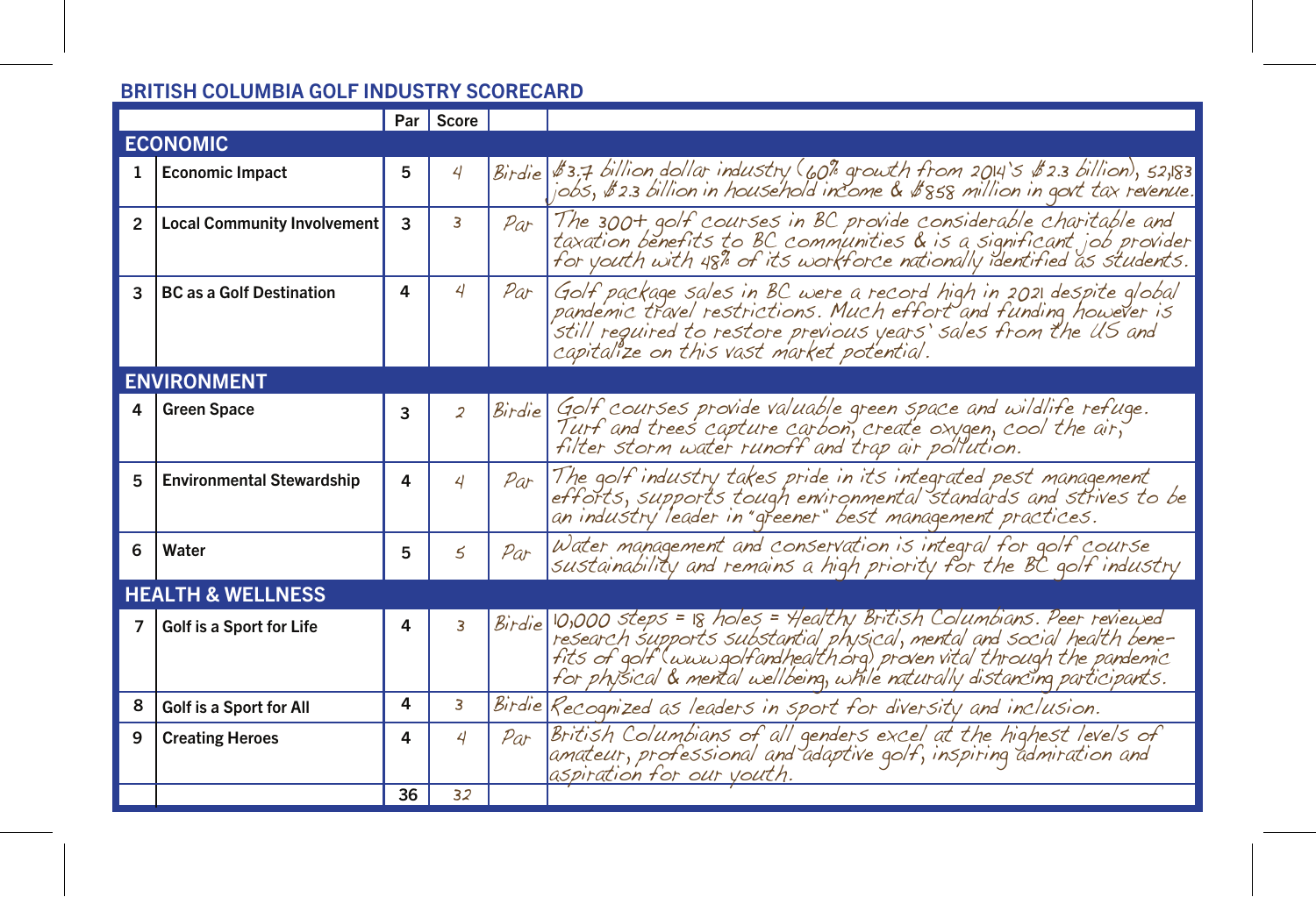## BRITISH COLUMBIA GOLF INDUSTRY SCORECARD

| | | Par | Score | | |
|---|---|---|---|---|---|
| **ECONOMIC** | | | | | |
| 1 | **Economic Impact** | 5 | 4 | Birdie | $3.7 billion dollar industry (60% growth from 2014's $2.3 billion), 52,183 jobs, $2.3 billion in household income & $858 million in govt tax revenue. |
| 2 | **Local Community Involvement** | 3 | 3 | Par | The 300+ golf courses in BC provide considerable charitable and taxation benefits to BC communities & is a significant job provider for youth with 48% of its workforce nationally identified as students. |
| 3 | **BC as a Golf Destination** | 4 | 4 | Par | Golf package sales in BC were a record high in 2021 despite global pandemic travel restrictions. Much effort and funding however is still required to restore previous years' sales from the US and capitalize on this vast market potential. |
| **ENVIRONMENT** | | | | | |
| 4 | **Green Space** | 3 | 2 | Birdie | Golf courses provide valuable green space and wildlife refuge. Turf and trees capture carbon, create oxygen, cool the air, filter storm water runoff and trap air pollution. |
| 5 | **Environmental Stewardship** | 4 | 4 | Par | The golf industry takes pride in its integrated pest management efforts, supports tough environmental standards and strives to be an industry leader in "greener" best management practices. |
| 6 | **Water** | 5 | 5 | Par | Water management and conservation is integral for golf course sustainability and remains a high priority for the BC golf industry |
| **HEALTH & WELLNESS** | | | | | |
| 7 | **Golf is a Sport for Life** | 4 | 3 | Birdie | 10,000 steps = 18 holes = Healthy British Columbians. Peer reviewed research supports substantial physical, mental and social health benefits of golf (www.golfandhealth.org) proven vital through the pandemic for physical & mental wellbeing, while naturally distancing participants. |
| 8 | **Golf is a Sport for All** | 4 | 3 | Birdie | Recognized as leaders in sport for diversity and inclusion. |
| 9 | **Creating Heroes** | 4 | 4 | Par | British Columbians of all genders excel at the highest levels of amateur, professional and adaptive golf, inspiring admiration and aspiration for our youth. |
| | | 36 | 32 | | |